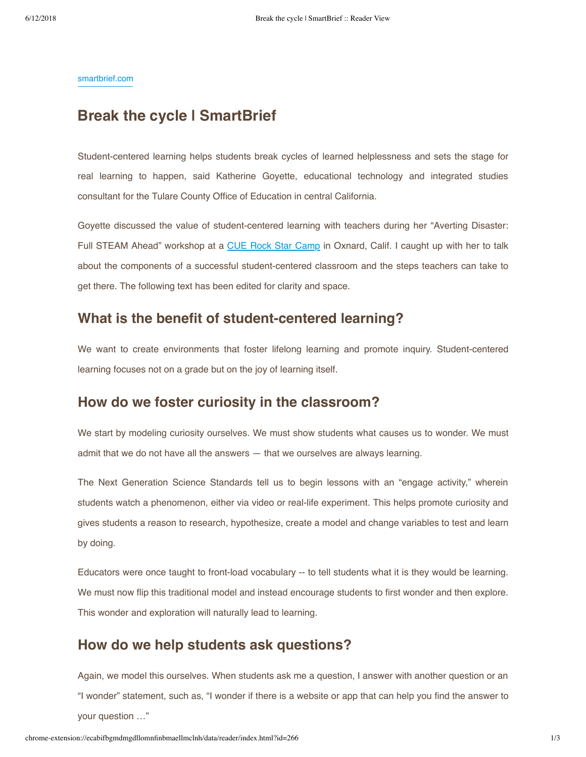smartbrief.com

# Break the cycle | SmartBrief

Student-centered learning helps students break cycles of learned helplessness and sets the stage for real learning to happen, said Katherine Goyette, educational technology and integrated studies consultant for the Tulare County Office of Education in central California.

Goyette discussed the value of student-centered learning with teachers during her "Averting Disaster: Full STEAM Ahead" workshop at a CUE Rock Star Camp in Oxnard, Calif. I caught up with her to talk about the components of a successful student-centered classroom and the steps teachers can take to get there. The following text has been edited for clarity and space.

## What is the benefit of student-centered learning?

We want to create environments that foster lifelong learning and promote inquiry. Student-centered learning focuses not on a grade but on the joy of learning itself.

## How do we foster curiosity in the classroom?

We start by modeling curiosity ourselves. We must show students what causes us to wonder. We must admit that we do not have all the answers — that we ourselves are always learning.

The Next Generation Science Standards tell us to begin lessons with an "engage activity," wherein students watch a phenomenon, either via video or real-life experiment. This helps promote curiosity and gives students a reason to research, hypothesize, create a model and change variables to test and learn by doing.

Educators were once taught to front-load vocabulary -- to tell students what it is they would be learning. We must now flip this traditional model and instead encourage students to first wonder and then explore. This wonder and exploration will naturally lead to learning.

## How do we help students ask questions?

Again, we model this ourselves. When students ask me a question, I answer with another question or an "I wonder" statement, such as, "I wonder if there is a website or app that can help you find the answer to your question …"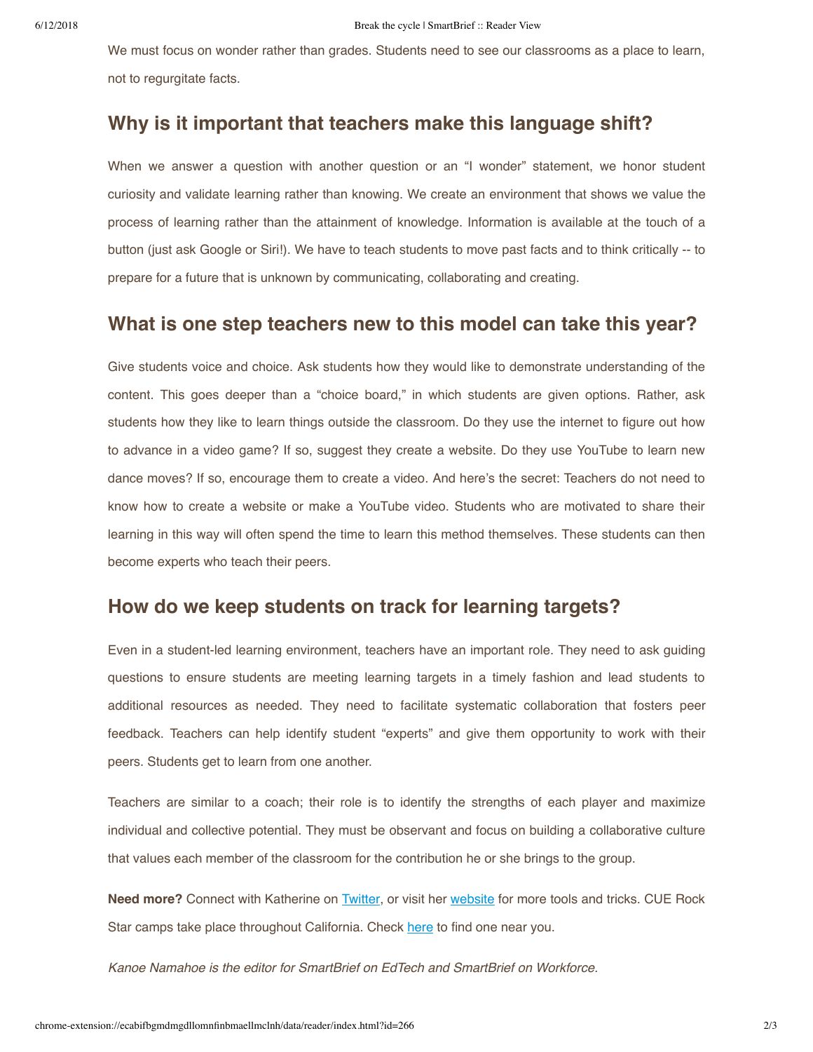We must focus on wonder rather than grades. Students need to see our classrooms as a place to learn, not to regurgitate facts.

## Why is it important that teachers make this language shift?

When we answer a question with another question or an "I wonder" statement, we honor student curiosity and validate learning rather than knowing. We create an environment that shows we value the process of learning rather than the attainment of knowledge. Information is available at the touch of a button (just ask Google or Siri!). We have to teach students to move past facts and to think critically -- to prepare for a future that is unknown by communicating, collaborating and creating.

## What is one step teachers new to this model can take this year?

Give students voice and choice. Ask students how they would like to demonstrate understanding of the content. This goes deeper than a "choice board," in which students are given options. Rather, ask students how they like to learn things outside the classroom. Do they use the internet to figure out how to advance in a video game? If so, suggest they create a website. Do they use YouTube to learn new dance moves? If so, encourage them to create a video. And here's the secret: Teachers do not need to know how to create a website or make a YouTube video. Students who are motivated to share their learning in this way will often spend the time to learn this method themselves. These students can then become experts who teach their peers.

## How do we keep students on track for learning targets?

Even in a student-led learning environment, teachers have an important role. They need to ask guiding questions to ensure students are meeting learning targets in a timely fashion and lead students to additional resources as needed. They need to facilitate systematic collaboration that fosters peer feedback. Teachers can help identify student "experts" and give them opportunity to work with their peers. Students get to learn from one another.

Teachers are similar to a coach; their role is to identify the strengths of each player and maximize individual and collective potential. They must be observant and focus on building a collaborative culture that values each member of the classroom for the contribution he or she brings to the group.

**Need more?** Connect with Katherine on Twitter, or visit her website for more tools and tricks. CUE Rock Star camps take place throughout California. Check here to find one near you.

*Kanoe Namahoe is the editor for SmartBrief on EdTech and SmartBrief on Workforce.*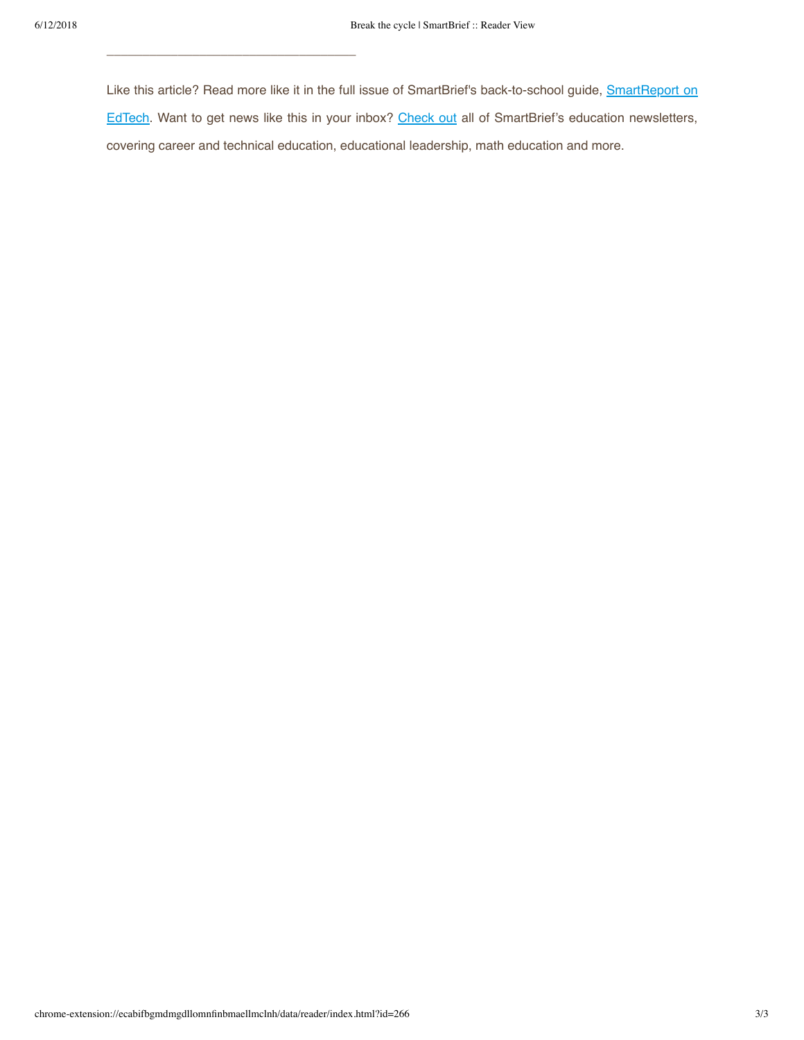---

Like this article? Read more like it in the full issue of SmartBrief's back-to-school guide, [SmartReport on EdTech](). Want to get news like this in your inbox? [Check out]() all of SmartBrief's education newsletters, covering career and technical education, educational leadership, math education and more.